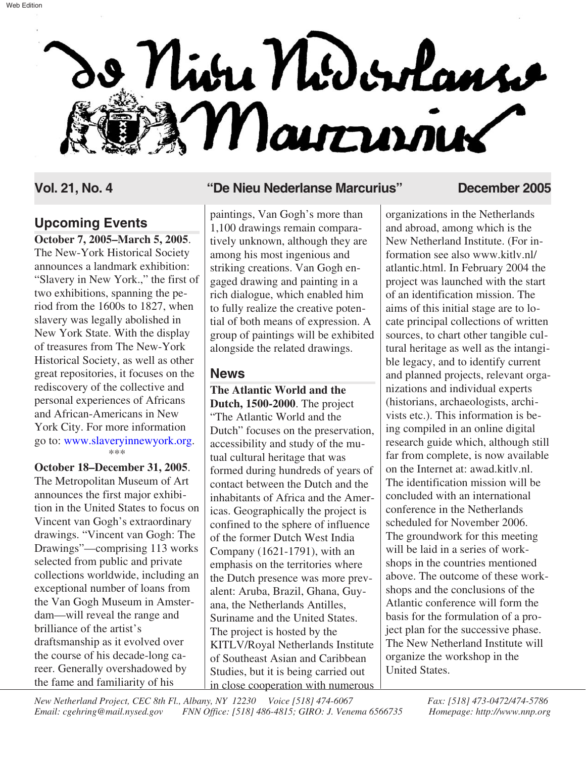# De Nieu Nederlanse Marcurius

**Vol. 21, No. 4** — **"De Nieu Nederlanse Marcurius"** — **December 2005**

## Upcoming Events

**October 7, 2005–March 5, 2005**. The New-York Historical Society announces a landmark exhibition: "Slavery in New York.," the first of two exhibitions, spanning the period from the 1600s to 1827, when slavery was legally abolished in New York State. With the display of treasures from The New-York Historical Society, as well as other great repositories, it focuses on the rediscovery of the collective and personal experiences of Africans and African-Americans in New York City. For more information go to: www.slaveryinnewyork.org.

\*\*\*

**October 18–December 31, 2005**. The Metropolitan Museum of Art announces the first major exhibition in the United States to focus on Vincent van Gogh's extraordinary drawings. "Vincent van Gogh: The Drawings"—comprising 113 works selected from public and private collections worldwide, including an exceptional number of loans from the Van Gogh Museum in Amsterdam—will reveal the range and brilliance of the artist's draftsmanship as it evolved over the course of his decade-long career. Generally overshadowed by the fame and familiarity of his paintings, Van Gogh's more than 1,100 drawings remain comparatively unknown, although they are among his most ingenious and striking creations. Van Gogh engaged drawing and painting in a rich dialogue, which enabled him to fully realize the creative potential of both means of expression. A group of paintings will be exhibited alongside the related drawings.

## News

**The Atlantic World and the Dutch, 1500-2000**. The project "The Atlantic World and the Dutch" focuses on the preservation, accessibility and study of the mutual cultural heritage that was formed during hundreds of years of contact between the Dutch and the inhabitants of Africa and the Americas. Geographically the project is confined to the sphere of influence of the former Dutch West India Company (1621-1791), with an emphasis on the territories where the Dutch presence was more prevalent: Aruba, Brazil, Ghana, Guyana, the Netherlands Antilles, Suriname and the United States. The project is hosted by the KITLV/Royal Netherlands Institute of Southeast Asian and Caribbean Studies, but it is being carried out in close cooperation with numerous organizations in the Netherlands and abroad, among which is the New Netherland Institute. (For information see also www.kitlv.nl/atlantic.html. In February 2004 the project was launched with the start of an identification mission. The aims of this initial stage are to locate principal collections of written sources, to chart other tangible cultural heritage as well as the intangible legacy, and to identify current and planned projects, relevant organizations and individual experts (historians, archaeologists, archivists etc.). This information is being compiled in an online digital research guide which, although still far from complete, is now available on the Internet at: awad.kitlv.nl. The identification mission will be concluded with an international conference in the Netherlands scheduled for November 2006. The groundwork for this meeting will be laid in a series of workshops in the countries mentioned above. The outcome of these workshops and the conclusions of the Atlantic conference will form the basis for the formulation of a project plan for the successive phase. The New Netherland Institute will organize the workshop in the United States.

*New Netherland Project, CEC 8th Fl., Albany, NY 12230 Voice [518] 474-6067 Fax: [518] 473-0472/474-5786*
*Email: cgehring@mail.nysed.gov FNN Office: [518] 486-4815; GIRO: J. Venema 6566735 Homepage: http://www.nnp.org*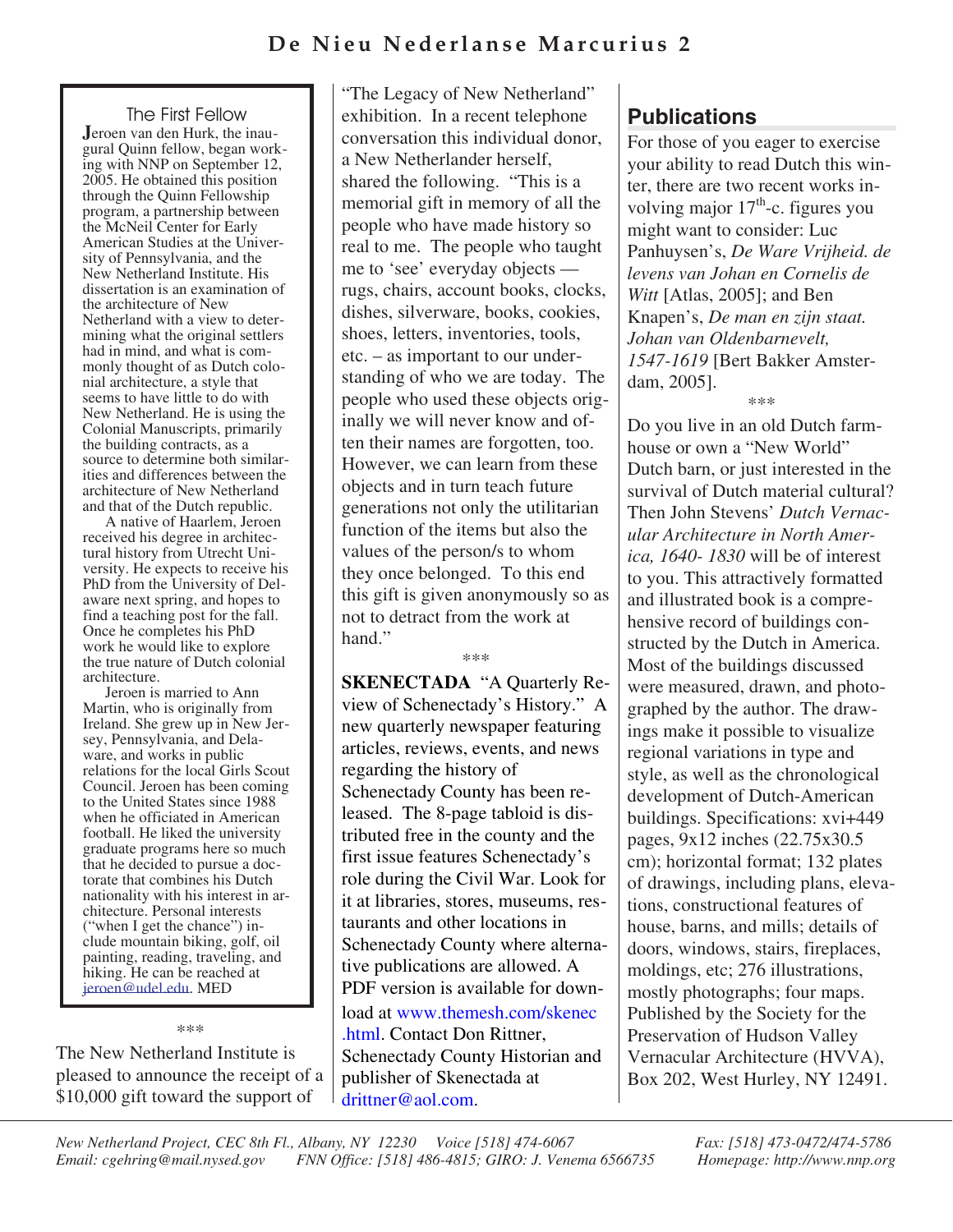## The First Fellow

**J**eroen van den Hurk, the inaugural Quinn fellow, began working with NNP on September 12, 2005. He obtained this position through the Quinn Fellowship program, a partnership between the McNeil Center for Early American Studies at the University of Pennsylvania, and the New Netherland Institute. His dissertation is an examination of the architecture of New Netherland with a view to determining what the original settlers had in mind, and what is commonly thought of as Dutch colonial architecture, a style that seems to have little to do with New Netherland. He is using the Colonial Manuscripts, primarily the building contracts, as a source to determine both similarities and differences between the architecture of New Netherland and that of the Dutch republic.

A native of Haarlem, Jeroen received his degree in architectural history from Utrecht University. He expects to receive his PhD from the University of Delaware next spring, and hopes to find a teaching post for the fall. Once he completes his PhD work he would like to explore the true nature of Dutch colonial architecture.

Jeroen is married to Ann Martin, who is originally from Ireland. She grew up in New Jersey, Pennsylvania, and Delaware, and works in public relations for the local Girls Scout Council. Jeroen has been coming to the United States since 1988 when he officiated in American football. He liked the university graduate programs here so much that he decided to pursue a doctorate that combines his Dutch nationality with his interest in architecture. Personal interests ("when I get the chance") include mountain biking, golf, oil painting, reading, traveling, and hiking. He can be reached at jeroen@udel.edu. MED

\*\*\*

The New Netherland Institute is pleased to announce the receipt of a $10,000 gift toward the support of "The Legacy of New Netherland" exhibition. In a recent telephone conversation this individual donor, a New Netherlander herself, shared the following. "This is a memorial gift in memory of all the people who have made history so real to me. The people who taught me to 'see' everyday objects — rugs, chairs, account books, clocks, dishes, silverware, books, cookies, shoes, letters, inventories, tools, etc. – as important to our understanding of who we are today. The people who used these objects originally we will never know and often their names are forgotten, too. However, we can learn from these objects and in turn teach future generations not only the utilitarian function of the items but also the values of the person/s to whom they once belonged. To this end this gift is given anonymously so as not to detract from the work at hand."

\*\*\*

**SKENECTADA** "A Quarterly Review of Schenectady's History." A new quarterly newspaper featuring articles, reviews, events, and news regarding the history of Schenectady County has been released. The 8-page tabloid is distributed free in the county and the first issue features Schenectady's role during the Civil War. Look for it at libraries, stores, museums, restaurants and other locations in Schenectady County where alternative publications are allowed. A PDF version is available for download at www.themesh.com/skenec.html. Contact Don Rittner, Schenectady County Historian and publisher of Skenectada at drittner@aol.com.

## Publications

For those of you eager to exercise your ability to read Dutch this winter, there are two recent works involving major 17$^{th}$-c. figures you might want to consider: Luc Panhuysen's, *De Ware Vrijheid. de levens van Johan en Cornelis de Witt* [Atlas, 2005]; and Ben Knapen's, *De man en zijn staat. Johan van Oldenbarnevelt, 1547-1619* [Bert Bakker Amsterdam, 2005].

\*\*\*

Do you live in an old Dutch farmhouse or own a "New World" Dutch barn, or just interested in the survival of Dutch material cultural? Then John Stevens' *Dutch Vernacular Architecture in North America, 1640- 1830* will be of interest to you. This attractively formatted and illustrated book is a comprehensive record of buildings constructed by the Dutch in America. Most of the buildings discussed were measured, drawn, and photographed by the author. The drawings make it possible to visualize regional variations in type and style, as well as the chronological development of Dutch-American buildings. Specifications: xvi+449 pages, 9x12 inches (22.75x30.5 cm); horizontal format; 132 plates of drawings, including plans, elevations, constructional features of house, barns, and mills; details of doors, windows, stairs, fireplaces, moldings, etc; 276 illustrations, mostly photographs; four maps. Published by the Society for the Preservation of Hudson Valley Vernacular Architecture (HVVA), Box 202, West Hurley, NY 12491.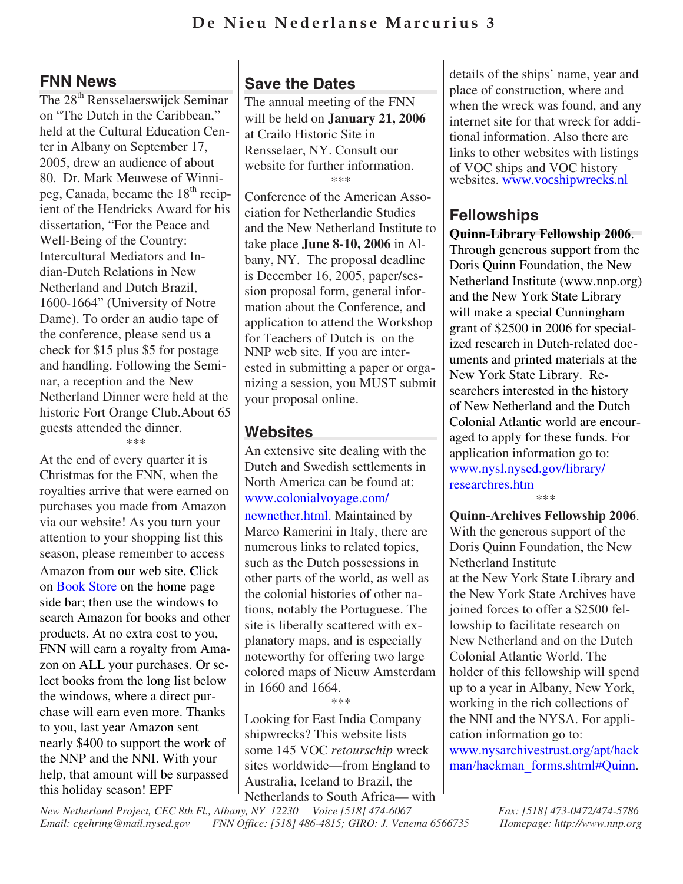## FNN News

The 28th Rensselaerswijck Seminar on "The Dutch in the Caribbean," held at the Cultural Education Center in Albany on September 17, 2005, drew an audience of about 80. Dr. Mark Meuwese of Winnipeg, Canada, became the 18th recipient of the Hendricks Award for his dissertation, "For the Peace and Well-Being of the Country: Intercultural Mediators and Indian-Dutch Relations in New Netherland and Dutch Brazil, 1600-1664" (University of Notre Dame). To order an audio tape of the conference, please send us a check for $15 plus $5 for postage and handling. Following the Seminar, a reception and the New Netherland Dinner were held at the historic Fort Orange Club.About 65 guests attended the dinner.

\*\*\*

At the end of every quarter it is Christmas for the FNN, when the royalties arrive that were earned on purchases you made from Amazon via our website! As you turn your attention to your shopping list this season, please remember to access Amazon from our web site. Click on Book Store on the home page side bar; then use the windows to search Amazon for books and other products. At no extra cost to you, FNN will earn a royalty from Amazon on ALL your purchases. Or select books from the long list below the windows, where a direct purchase will earn even more. Thanks to you, last year Amazon sent nearly $400 to support the work of the NNP and the NNI. With your help, that amount will be surpassed this holiday season! EPF

## Save the Dates

The annual meeting of the FNN will be held on **January 21, 2006** at Crailo Historic Site in Rensselaer, NY. Consult our website for further information.

\*\*\*

Conference of the American Association for Netherlandic Studies and the New Netherland Institute to take place **June 8-10, 2006** in Albany, NY. The proposal deadline is December 16, 2005, paper/session proposal form, general information about the Conference, and application to attend the Workshop for Teachers of Dutch is on the NNP web site. If you are interested in submitting a paper or organizing a session, you MUST submit your proposal online.

## Websites

An extensive site dealing with the Dutch and Swedish settlements in North America can be found at: www.colonialvoyage.com/newnether.html. Maintained by Marco Ramerini in Italy, there are numerous links to related topics, such as the Dutch possessions in other parts of the world, as well as the colonial histories of other nations, notably the Portuguese. The site is liberally scattered with explanatory maps, and is especially noteworthy for offering two large colored maps of Nieuw Amsterdam in 1660 and 1664.

\*\*\*

Looking for East India Company shipwrecks? This website lists some 145 VOC *retourschip* wreck sites worldwide—from England to Australia, Iceland to Brazil, the Netherlands to South Africa— with details of the ships' name, year and place of construction, where and when the wreck was found, and any internet site for that wreck for additional information. Also there are links to other websites with listings of VOC ships and VOC history websites. www.vocshipwrecks.nl

## Fellowships

**Quinn-Library Fellowship 2006**. Through generous support from the Doris Quinn Foundation, the New Netherland Institute (www.nnp.org) and the New York State Library will make a special Cunningham grant of $2500 in 2006 for specialized research in Dutch-related documents and printed materials at the New York State Library. Researchers interested in the history of New Netherland and the Dutch Colonial Atlantic world are encouraged to apply for these funds. For application information go to: www.nysl.nysed.gov/library/researchres.htm

\*\*\*

**Quinn-Archives Fellowship 2006**. With the generous support of the Doris Quinn Foundation, the New Netherland Institute at the New York State Library and the New York State Archives have joined forces to offer a $2500 fellowship to facilitate research on New Netherland and on the Dutch Colonial Atlantic World. The holder of this fellowship will spend up to a year in Albany, New York, working in the rich collections of the NNI and the NYSA. For application information go to: www.nysarchivestrust.org/apt/hackman/hackman_forms.shtml#Quinn.

*New Netherland Project, CEC 8th Fl., Albany, NY 12230 Voice [518] 474-6067 Fax: [518] 473-0472/474-5786*
*Email: cgehring@mail.nysed.gov FNN Office: [518] 486-4815; GIRO: J. Venema 6566735 Homepage: http://www.nnp.org*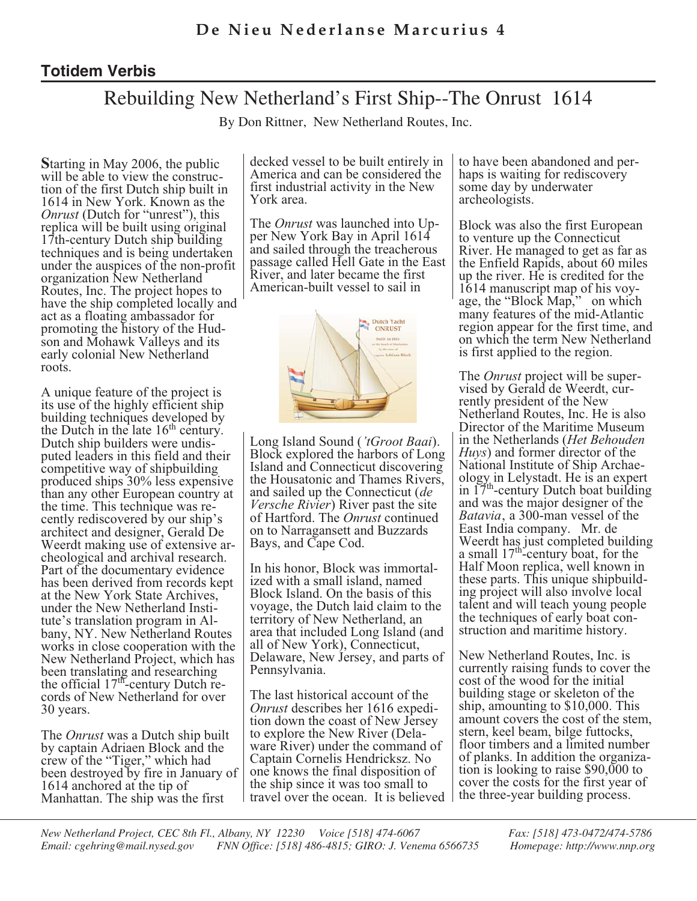## Totidem Verbis

# Rebuilding New Netherland's First Ship--The Onrust 1614

By Don Rittner, New Netherland Routes, Inc.

**S**tarting in May 2006, the public will be able to view the construction of the first Dutch ship built in 1614 in New York. Known as the *Onrust* (Dutch for "unrest"), this replica will be built using original 17th-century Dutch ship building techniques and is being undertaken under the auspices of the non-profit organization New Netherland Routes, Inc. The project hopes to have the ship completed locally and act as a floating ambassador for promoting the history of the Hudson and Mohawk Valleys and its early colonial New Netherland roots.

A unique feature of the project is its use of the highly efficient ship building techniques developed by the Dutch in the late 16th century. Dutch ship builders were undisputed leaders in this field and their competitive way of shipbuilding produced ships 30% less expensive than any other European country at the time. This technique was recently rediscovered by our ship's architect and designer, Gerald De Weerdt making use of extensive archeological and archival research. Part of the documentary evidence has been derived from records kept at the New York State Archives, under the New Netherland Institute's translation program in Albany, NY. New Netherland Routes works in close cooperation with the New Netherland Project, which has been translating and researching the official 17th-century Dutch records of New Netherland for over 30 years.

The *Onrust* was a Dutch ship built by captain Adriaen Block and the crew of the "Tiger," which had been destroyed by fire in January of 1614 anchored at the tip of Manhattan. The ship was the first decked vessel to be built entirely in America and can be considered the first industrial activity in the New York area.

The *Onrust* was launched into Upper New York Bay in April 1614 and sailed through the treacherous passage called Hell Gate in the East River, and later became the first American-built vessel to sail in Long Island Sound (*'tGroot Baai*). Block explored the harbors of Long Island and Connecticut discovering the Housatonic and Thames Rivers, and sailed up the Connecticut (*de Versche Rivier*) River past the site of Hartford. The *Onrust* continued on to Narragansett and Buzzards Bays, and Cape Cod.

In his honor, Block was immortalized with a small island, named Block Island. On the basis of this voyage, the Dutch laid claim to the territory of New Netherland, an area that included Long Island (and all of New York), Connecticut, Delaware, New Jersey, and parts of Pennsylvania.

The last historical account of the *Onrust* describes her 1616 expedition down the coast of New Jersey to explore the New River (Delaware River) under the command of Captain Cornelis Hendricksz. No one knows the final disposition of the ship since it was too small to travel over the ocean. It is believed to have been abandoned and perhaps is waiting for rediscovery some day by underwater archeologists.

Block was also the first European to venture up the Connecticut River. He managed to get as far as the Enfield Rapids, about 60 miles up the river. He is credited for the 1614 manuscript map of his voyage, the "Block Map," on which many features of the mid-Atlantic region appear for the first time, and on which the term New Netherland is first applied to the region.

The *Onrust* project will be supervised by Gerald de Weerdt, currently president of the New Netherland Routes, Inc. He is also Director of the Maritime Museum in the Netherlands (*Het Behouden Huys*) and former director of the National Institute of Ship Archaeology in Lelystadt. He is an expert in 17th-century Dutch boat building and was the major designer of the *Batavia*, a 300-man vessel of the East India company. Mr. de Weerdt has just completed building a small 17th-century boat, for the Half Moon replica, well known in these parts. This unique shipbuilding project will also involve local talent and will teach young people the techniques of early boat construction and maritime history.

New Netherland Routes, Inc. is currently raising funds to cover the cost of the wood for the initial building stage or skeleton of the ship, amounting to $10,000. This amount covers the cost of the stem, stern, keel beam, bilge futtocks, floor timbers and a limited number of planks. In addition the organization is looking to raise $90,000 to cover the costs for the first year of the three-year building process.